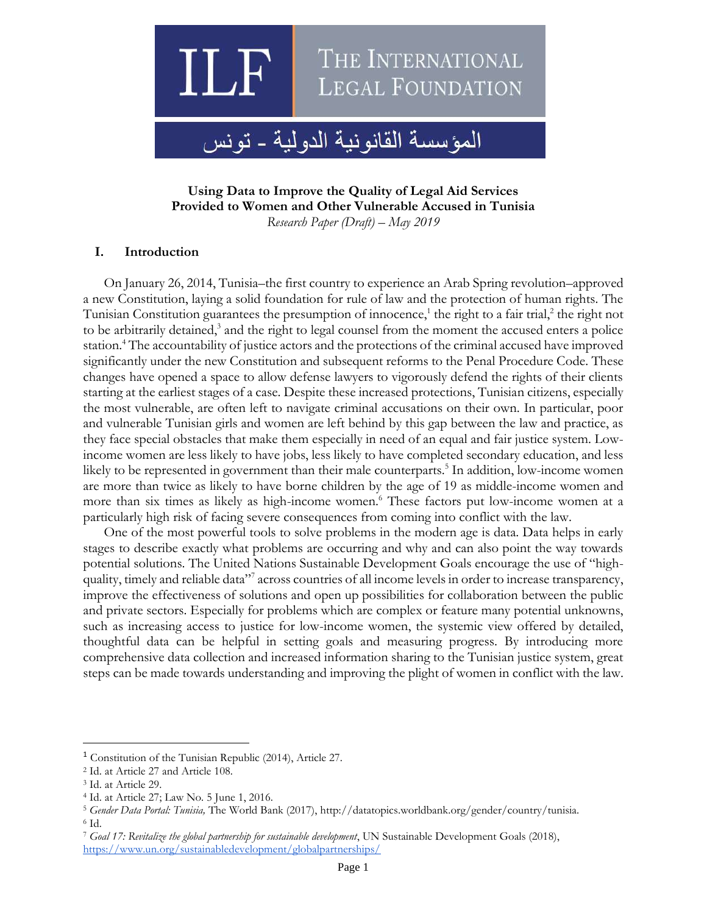ILF

THE INTERNATIONAL LEGAL FOUNDATION

المؤسسة القانونية الدولية - تونس

**Using Data to Improve the Quality of Legal Aid Services Provided to Women and Other Vulnerable Accused in Tunisia**

*Research Paper (Draft) – May 2019*

## I. Introduction

On January 26, 2014, Tunisia–the first country to experience an Arab Spring revolution–approved a new Constitution, laying a solid foundation for rule of law and the protection of human rights. The Tunisian Constitution guarantees the presumption of innocence,[1] the right to a fair trial,[2] the right not to be arbitrarily detained,[3] and the right to legal counsel from the moment the accused enters a police station.[4] The accountability of justice actors and the protections of the criminal accused have improved significantly under the new Constitution and subsequent reforms to the Penal Procedure Code. These changes have opened a space to allow defense lawyers to vigorously defend the rights of their clients starting at the earliest stages of a case. Despite these increased protections, Tunisian citizens, especially the most vulnerable, are often left to navigate criminal accusations on their own. In particular, poor and vulnerable Tunisian girls and women are left behind by this gap between the law and practice, as they face special obstacles that make them especially in need of an equal and fair justice system. Low-income women are less likely to have jobs, less likely to have completed secondary education, and less likely to be represented in government than their male counterparts.[5] In addition, low-income women are more than twice as likely to have borne children by the age of 19 as middle-income women and more than six times as likely as high-income women.[6] These factors put low-income women at a particularly high risk of facing severe consequences from coming into conflict with the law.

One of the most powerful tools to solve problems in the modern age is data. Data helps in early stages to describe exactly what problems are occurring and why and can also point the way towards potential solutions. The United Nations Sustainable Development Goals encourage the use of "high-quality, timely and reliable data"[7] across countries of all income levels in order to increase transparency, improve the effectiveness of solutions and open up possibilities for collaboration between the public and private sectors. Especially for problems which are complex or feature many potential unknowns, such as increasing access to justice for low-income women, the systemic view offered by detailed, thoughtful data can be helpful in setting goals and measuring progress. By introducing more comprehensive data collection and increased information sharing to the Tunisian justice system, great steps can be made towards understanding and improving the plight of women in conflict with the law.

---

[1] Constitution of the Tunisian Republic (2014), Article 27.

[2] Id. at Article 27 and Article 108.

[3] Id. at Article 29.

[4] Id. at Article 27; Law No. 5 June 1, 2016.

[5] *Gender Data Portal: Tunisia,* The World Bank (2017), http://datatopics.worldbank.org/gender/country/tunisia.

[6] Id.

[7] *Goal 17: Revitalize the global partnership for sustainable development*, UN Sustainable Development Goals (2018), https://www.un.org/sustainabledevelopment/globalpartnerships/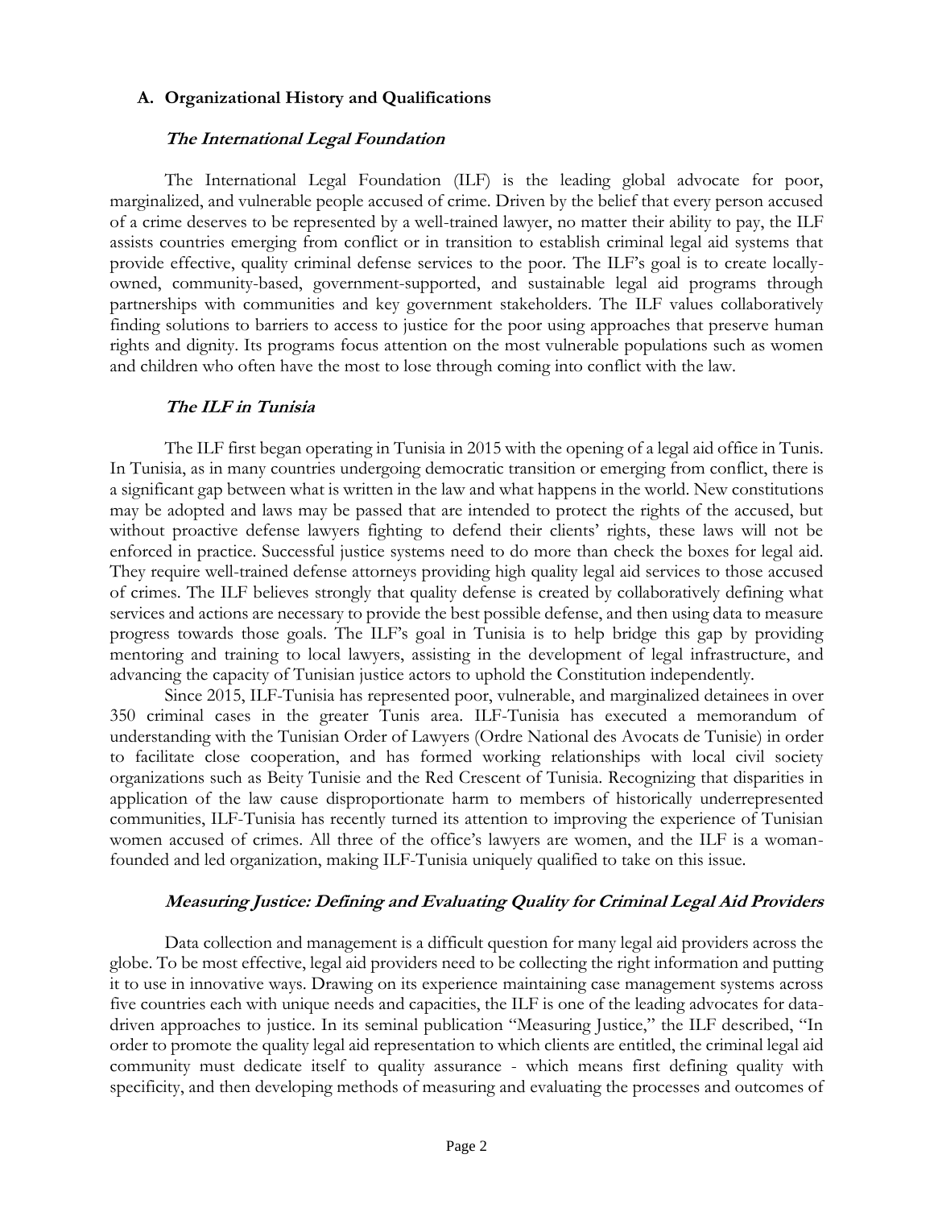## A. Organizational History and Qualifications

### *The International Legal Foundation*

The International Legal Foundation (ILF) is the leading global advocate for poor, marginalized, and vulnerable people accused of crime. Driven by the belief that every person accused of a crime deserves to be represented by a well-trained lawyer, no matter their ability to pay, the ILF assists countries emerging from conflict or in transition to establish criminal legal aid systems that provide effective, quality criminal defense services to the poor. The ILF's goal is to create locally-owned, community-based, government-supported, and sustainable legal aid programs through partnerships with communities and key government stakeholders. The ILF values collaboratively finding solutions to barriers to access to justice for the poor using approaches that preserve human rights and dignity. Its programs focus attention on the most vulnerable populations such as women and children who often have the most to lose through coming into conflict with the law.

### *The ILF in Tunisia*

The ILF first began operating in Tunisia in 2015 with the opening of a legal aid office in Tunis. In Tunisia, as in many countries undergoing democratic transition or emerging from conflict, there is a significant gap between what is written in the law and what happens in the world. New constitutions may be adopted and laws may be passed that are intended to protect the rights of the accused, but without proactive defense lawyers fighting to defend their clients' rights, these laws will not be enforced in practice. Successful justice systems need to do more than check the boxes for legal aid. They require well-trained defense attorneys providing high quality legal aid services to those accused of crimes. The ILF believes strongly that quality defense is created by collaboratively defining what services and actions are necessary to provide the best possible defense, and then using data to measure progress towards those goals. The ILF's goal in Tunisia is to help bridge this gap by providing mentoring and training to local lawyers, assisting in the development of legal infrastructure, and advancing the capacity of Tunisian justice actors to uphold the Constitution independently.

Since 2015, ILF-Tunisia has represented poor, vulnerable, and marginalized detainees in over 350 criminal cases in the greater Tunis area. ILF-Tunisia has executed a memorandum of understanding with the Tunisian Order of Lawyers (Ordre National des Avocats de Tunisie) in order to facilitate close cooperation, and has formed working relationships with local civil society organizations such as Beity Tunisie and the Red Crescent of Tunisia. Recognizing that disparities in application of the law cause disproportionate harm to members of historically underrepresented communities, ILF-Tunisia has recently turned its attention to improving the experience of Tunisian women accused of crimes. All three of the office's lawyers are women, and the ILF is a woman-founded and led organization, making ILF-Tunisia uniquely qualified to take on this issue.

### *Measuring Justice: Defining and Evaluating Quality for Criminal Legal Aid Providers*

Data collection and management is a difficult question for many legal aid providers across the globe. To be most effective, legal aid providers need to be collecting the right information and putting it to use in innovative ways. Drawing on its experience maintaining case management systems across five countries each with unique needs and capacities, the ILF is one of the leading advocates for data-driven approaches to justice. In its seminal publication "Measuring Justice," the ILF described, "In order to promote the quality legal aid representation to which clients are entitled, the criminal legal aid community must dedicate itself to quality assurance - which means first defining quality with specificity, and then developing methods of measuring and evaluating the processes and outcomes of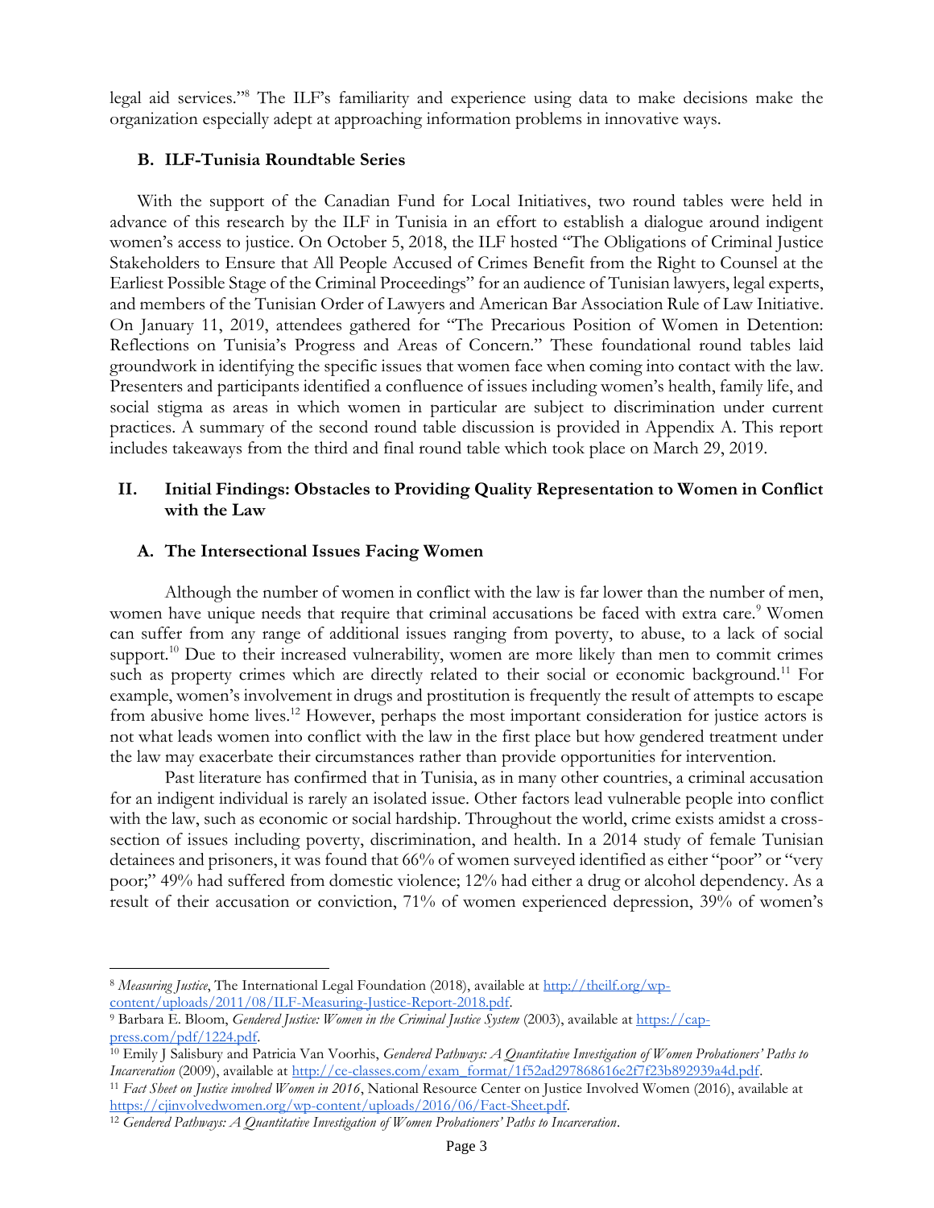legal aid services."[8] The ILF's familiarity and experience using data to make decisions make the organization especially adept at approaching information problems in innovative ways.

### B. ILF-Tunisia Roundtable Series

With the support of the Canadian Fund for Local Initiatives, two round tables were held in advance of this research by the ILF in Tunisia in an effort to establish a dialogue around indigent women's access to justice. On October 5, 2018, the ILF hosted "The Obligations of Criminal Justice Stakeholders to Ensure that All People Accused of Crimes Benefit from the Right to Counsel at the Earliest Possible Stage of the Criminal Proceedings" for an audience of Tunisian lawyers, legal experts, and members of the Tunisian Order of Lawyers and American Bar Association Rule of Law Initiative. On January 11, 2019, attendees gathered for "The Precarious Position of Women in Detention: Reflections on Tunisia's Progress and Areas of Concern." These foundational round tables laid groundwork in identifying the specific issues that women face when coming into contact with the law. Presenters and participants identified a confluence of issues including women's health, family life, and social stigma as areas in which women in particular are subject to discrimination under current practices. A summary of the second round table discussion is provided in Appendix A. This report includes takeaways from the third and final round table which took place on March 29, 2019.

## II. Initial Findings: Obstacles to Providing Quality Representation to Women in Conflict with the Law

### A. The Intersectional Issues Facing Women

Although the number of women in conflict with the law is far lower than the number of men, women have unique needs that require that criminal accusations be faced with extra care.[9] Women can suffer from any range of additional issues ranging from poverty, to abuse, to a lack of social support.[10] Due to their increased vulnerability, women are more likely than men to commit crimes such as property crimes which are directly related to their social or economic background.[11] For example, women's involvement in drugs and prostitution is frequently the result of attempts to escape from abusive home lives.[12] However, perhaps the most important consideration for justice actors is not what leads women into conflict with the law in the first place but how gendered treatment under the law may exacerbate their circumstances rather than provide opportunities for intervention.

Past literature has confirmed that in Tunisia, as in many other countries, a criminal accusation for an indigent individual is rarely an isolated issue. Other factors lead vulnerable people into conflict with the law, such as economic or social hardship. Throughout the world, crime exists amidst a cross-section of issues including poverty, discrimination, and health. In a 2014 study of female Tunisian detainees and prisoners, it was found that 66% of women surveyed identified as either "poor" or "very poor;" 49% had suffered from domestic violence; 12% had either a drug or alcohol dependency. As a result of their accusation or conviction, 71% of women experienced depression, 39% of women's

---

[8] *Measuring Justice*, The International Legal Foundation (2018), available at http://theilf.org/wp-content/uploads/2011/08/ILF-Measuring-Justice-Report-2018.pdf.

[9] Barbara E. Bloom, *Gendered Justice: Women in the Criminal Justice System* (2003), available at https://cap-press.com/pdf/1224.pdf.

[10] Emily J Salisbury and Patricia Van Voorhis, *Gendered Pathways: A Quantitative Investigation of Women Probationers' Paths to Incarceration* (2009), available at http://ce-classes.com/exam_format/1f52ad297868616e2f7f23b892939a4d.pdf.

[11] *Fact Sheet on Justice involved Women in 2016*, National Resource Center on Justice Involved Women (2016), available at https://cjinvolvedwomen.org/wp-content/uploads/2016/06/Fact-Sheet.pdf.

[12] *Gendered Pathways: A Quantitative Investigation of Women Probationers' Paths to Incarceration*.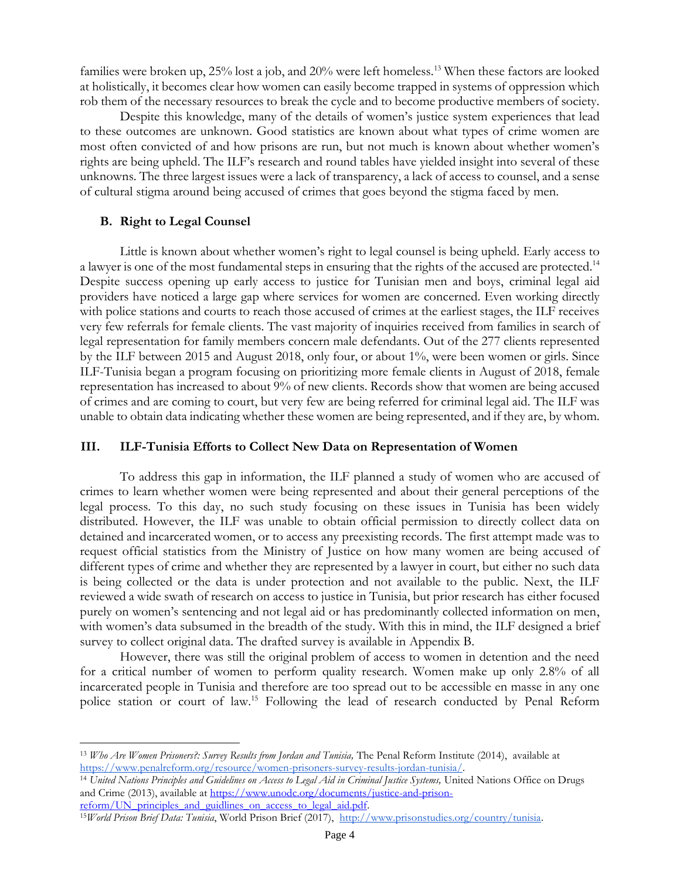families were broken up, 25% lost a job, and 20% were left homeless.[13] When these factors are looked at holistically, it becomes clear how women can easily become trapped in systems of oppression which rob them of the necessary resources to break the cycle and to become productive members of society.

Despite this knowledge, many of the details of women's justice system experiences that lead to these outcomes are unknown. Good statistics are known about what types of crime women are most often convicted of and how prisons are run, but not much is known about whether women's rights are being upheld. The ILF's research and round tables have yielded insight into several of these unknowns. The three largest issues were a lack of transparency, a lack of access to counsel, and a sense of cultural stigma around being accused of crimes that goes beyond the stigma faced by men.

### B. Right to Legal Counsel

Little is known about whether women's right to legal counsel is being upheld. Early access to a lawyer is one of the most fundamental steps in ensuring that the rights of the accused are protected.[14] Despite success opening up early access to justice for Tunisian men and boys, criminal legal aid providers have noticed a large gap where services for women are concerned. Even working directly with police stations and courts to reach those accused of crimes at the earliest stages, the ILF receives very few referrals for female clients. The vast majority of inquiries received from families in search of legal representation for family members concern male defendants. Out of the 277 clients represented by the ILF between 2015 and August 2018, only four, or about 1%, were been women or girls. Since ILF-Tunisia began a program focusing on prioritizing more female clients in August of 2018, female representation has increased to about 9% of new clients. Records show that women are being accused of crimes and are coming to court, but very few are being referred for criminal legal aid. The ILF was unable to obtain data indicating whether these women are being represented, and if they are, by whom.

## III. ILF-Tunisia Efforts to Collect New Data on Representation of Women

To address this gap in information, the ILF planned a study of women who are accused of crimes to learn whether women were being represented and about their general perceptions of the legal process. To this day, no such study focusing on these issues in Tunisia has been widely distributed. However, the ILF was unable to obtain official permission to directly collect data on detained and incarcerated women, or to access any preexisting records. The first attempt made was to request official statistics from the Ministry of Justice on how many women are being accused of different types of crime and whether they are represented by a lawyer in court, but either no such data is being collected or the data is under protection and not available to the public. Next, the ILF reviewed a wide swath of research on access to justice in Tunisia, but prior research has either focused purely on women's sentencing and not legal aid or has predominantly collected information on men, with women's data subsumed in the breadth of the study. With this in mind, the ILF designed a brief survey to collect original data. The drafted survey is available in Appendix B.

However, there was still the original problem of access to women in detention and the need for a critical number of women to perform quality research. Women make up only 2.8% of all incarcerated people in Tunisia and therefore are too spread out to be accessible en masse in any one police station or court of law.[15] Following the lead of research conducted by Penal Reform

---

[13] *Who Are Women Prisoners?: Survey Results from Jordan and Tunisia,* The Penal Reform Institute (2014), available at https://www.penalreform.org/resource/women-prisoners-survey-results-jordan-tunisia/.

[14] *United Nations Principles and Guidelines on Access to Legal Aid in Criminal Justice Systems,* United Nations Office on Drugs and Crime (2013), available at https://www.unodc.org/documents/justice-and-prison-reform/UN_principles_and_guidlines_on_access_to_legal_aid.pdf.

[15] *World Prison Brief Data: Tunisia*, World Prison Brief (2017), http://www.prisonstudies.org/country/tunisia.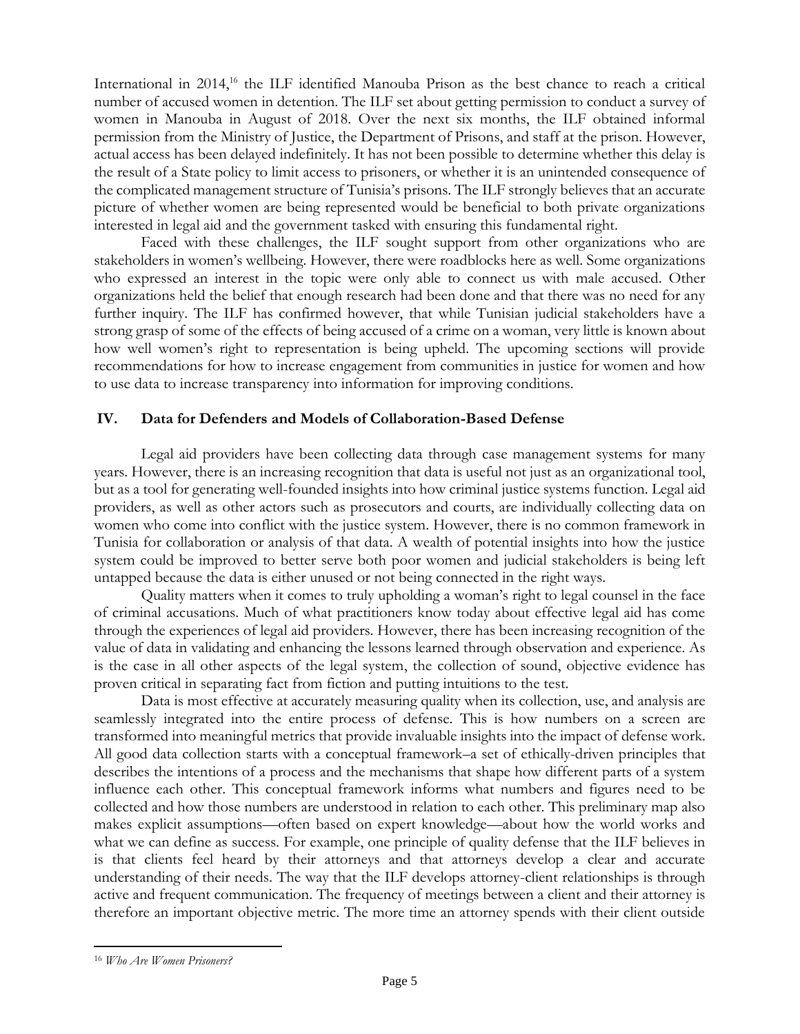International in 2014,[16] the ILF identified Manouba Prison as the best chance to reach a critical number of accused women in detention. The ILF set about getting permission to conduct a survey of women in Manouba in August of 2018. Over the next six months, the ILF obtained informal permission from the Ministry of Justice, the Department of Prisons, and staff at the prison. However, actual access has been delayed indefinitely. It has not been possible to determine whether this delay is the result of a State policy to limit access to prisoners, or whether it is an unintended consequence of the complicated management structure of Tunisia's prisons. The ILF strongly believes that an accurate picture of whether women are being represented would be beneficial to both private organizations interested in legal aid and the government tasked with ensuring this fundamental right.

Faced with these challenges, the ILF sought support from other organizations who are stakeholders in women's wellbeing. However, there were roadblocks here as well. Some organizations who expressed an interest in the topic were only able to connect us with male accused. Other organizations held the belief that enough research had been done and that there was no need for any further inquiry. The ILF has confirmed however, that while Tunisian judicial stakeholders have a strong grasp of some of the effects of being accused of a crime on a woman, very little is known about how well women's right to representation is being upheld. The upcoming sections will provide recommendations for how to increase engagement from communities in justice for women and how to use data to increase transparency into information for improving conditions.

## IV. Data for Defenders and Models of Collaboration-Based Defense

Legal aid providers have been collecting data through case management systems for many years. However, there is an increasing recognition that data is useful not just as an organizational tool, but as a tool for generating well-founded insights into how criminal justice systems function. Legal aid providers, as well as other actors such as prosecutors and courts, are individually collecting data on women who come into conflict with the justice system. However, there is no common framework in Tunisia for collaboration or analysis of that data. A wealth of potential insights into how the justice system could be improved to better serve both poor women and judicial stakeholders is being left untapped because the data is either unused or not being connected in the right ways.

Quality matters when it comes to truly upholding a woman's right to legal counsel in the face of criminal accusations. Much of what practitioners know today about effective legal aid has come through the experiences of legal aid providers. However, there has been increasing recognition of the value of data in validating and enhancing the lessons learned through observation and experience. As is the case in all other aspects of the legal system, the collection of sound, objective evidence has proven critical in separating fact from fiction and putting intuitions to the test.

Data is most effective at accurately measuring quality when its collection, use, and analysis are seamlessly integrated into the entire process of defense. This is how numbers on a screen are transformed into meaningful metrics that provide invaluable insights into the impact of defense work. All good data collection starts with a conceptual framework–a set of ethically-driven principles that describes the intentions of a process and the mechanisms that shape how different parts of a system influence each other. This conceptual framework informs what numbers and figures need to be collected and how those numbers are understood in relation to each other. This preliminary map also makes explicit assumptions—often based on expert knowledge—about how the world works and what we can define as success. For example, one principle of quality defense that the ILF believes in is that clients feel heard by their attorneys and that attorneys develop a clear and accurate understanding of their needs. The way that the ILF develops attorney-client relationships is through active and frequent communication. The frequency of meetings between a client and their attorney is therefore an important objective metric. The more time an attorney spends with their client outside

---

[16] *Who Are Women Prisoners?*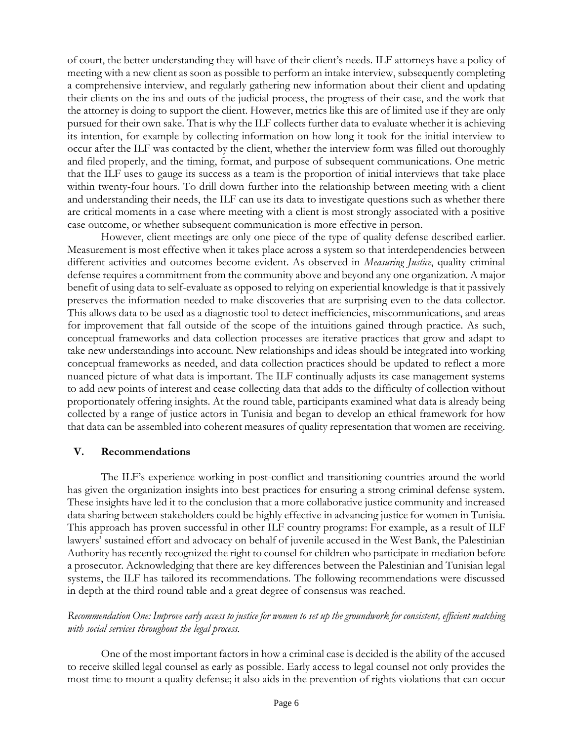of court, the better understanding they will have of their client's needs. ILF attorneys have a policy of meeting with a new client as soon as possible to perform an intake interview, subsequently completing a comprehensive interview, and regularly gathering new information about their client and updating their clients on the ins and outs of the judicial process, the progress of their case, and the work that the attorney is doing to support the client. However, metrics like this are of limited use if they are only pursued for their own sake. That is why the ILF collects further data to evaluate whether it is achieving its intention, for example by collecting information on how long it took for the initial interview to occur after the ILF was contacted by the client, whether the interview form was filled out thoroughly and filed properly, and the timing, format, and purpose of subsequent communications. One metric that the ILF uses to gauge its success as a team is the proportion of initial interviews that take place within twenty-four hours. To drill down further into the relationship between meeting with a client and understanding their needs, the ILF can use its data to investigate questions such as whether there are critical moments in a case where meeting with a client is most strongly associated with a positive case outcome, or whether subsequent communication is more effective in person.

However, client meetings are only one piece of the type of quality defense described earlier. Measurement is most effective when it takes place across a system so that interdependencies between different activities and outcomes become evident. As observed in *Measuring Justice*, quality criminal defense requires a commitment from the community above and beyond any one organization. A major benefit of using data to self-evaluate as opposed to relying on experiential knowledge is that it passively preserves the information needed to make discoveries that are surprising even to the data collector. This allows data to be used as a diagnostic tool to detect inefficiencies, miscommunications, and areas for improvement that fall outside of the scope of the intuitions gained through practice. As such, conceptual frameworks and data collection processes are iterative practices that grow and adapt to take new understandings into account. New relationships and ideas should be integrated into working conceptual frameworks as needed, and data collection practices should be updated to reflect a more nuanced picture of what data is important. The ILF continually adjusts its case management systems to add new points of interest and cease collecting data that adds to the difficulty of collection without proportionately offering insights. At the round table, participants examined what data is already being collected by a range of justice actors in Tunisia and began to develop an ethical framework for how that data can be assembled into coherent measures of quality representation that women are receiving.

## V. Recommendations

The ILF's experience working in post-conflict and transitioning countries around the world has given the organization insights into best practices for ensuring a strong criminal defense system. These insights have led it to the conclusion that a more collaborative justice community and increased data sharing between stakeholders could be highly effective in advancing justice for women in Tunisia. This approach has proven successful in other ILF country programs: For example, as a result of ILF lawyers' sustained effort and advocacy on behalf of juvenile accused in the West Bank, the Palestinian Authority has recently recognized the right to counsel for children who participate in mediation before a prosecutor. Acknowledging that there are key differences between the Palestinian and Tunisian legal systems, the ILF has tailored its recommendations. The following recommendations were discussed in depth at the third round table and a great degree of consensus was reached.

*Recommendation One: Improve early access to justice for women to set up the groundwork for consistent, efficient matching with social services throughout the legal process.*

One of the most important factors in how a criminal case is decided is the ability of the accused to receive skilled legal counsel as early as possible. Early access to legal counsel not only provides the most time to mount a quality defense; it also aids in the prevention of rights violations that can occur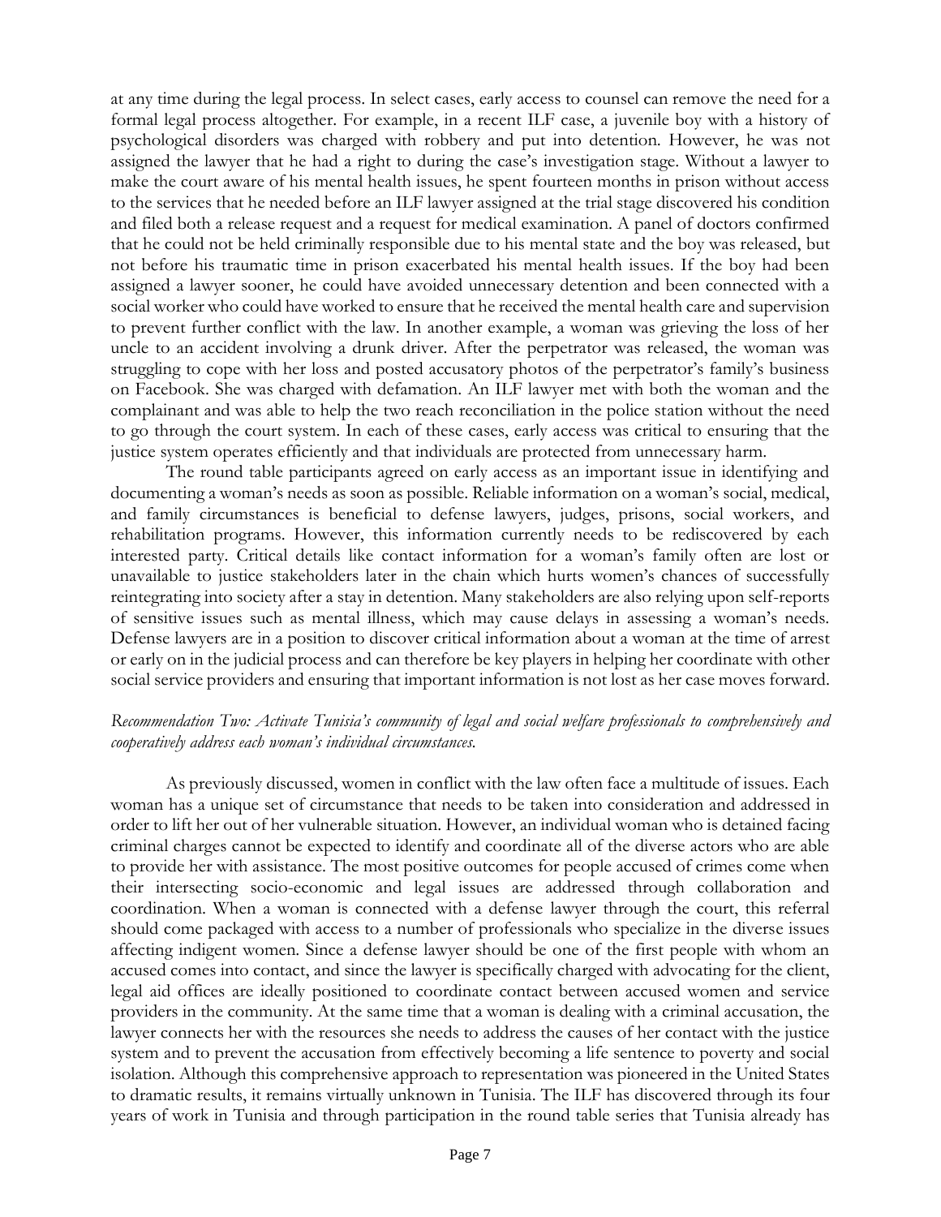at any time during the legal process. In select cases, early access to counsel can remove the need for a formal legal process altogether. For example, in a recent ILF case, a juvenile boy with a history of psychological disorders was charged with robbery and put into detention. However, he was not assigned the lawyer that he had a right to during the case's investigation stage. Without a lawyer to make the court aware of his mental health issues, he spent fourteen months in prison without access to the services that he needed before an ILF lawyer assigned at the trial stage discovered his condition and filed both a release request and a request for medical examination. A panel of doctors confirmed that he could not be held criminally responsible due to his mental state and the boy was released, but not before his traumatic time in prison exacerbated his mental health issues. If the boy had been assigned a lawyer sooner, he could have avoided unnecessary detention and been connected with a social worker who could have worked to ensure that he received the mental health care and supervision to prevent further conflict with the law. In another example, a woman was grieving the loss of her uncle to an accident involving a drunk driver. After the perpetrator was released, the woman was struggling to cope with her loss and posted accusatory photos of the perpetrator's family's business on Facebook. She was charged with defamation. An ILF lawyer met with both the woman and the complainant and was able to help the two reach reconciliation in the police station without the need to go through the court system. In each of these cases, early access was critical to ensuring that the justice system operates efficiently and that individuals are protected from unnecessary harm.

The round table participants agreed on early access as an important issue in identifying and documenting a woman's needs as soon as possible. Reliable information on a woman's social, medical, and family circumstances is beneficial to defense lawyers, judges, prisons, social workers, and rehabilitation programs. However, this information currently needs to be rediscovered by each interested party. Critical details like contact information for a woman's family often are lost or unavailable to justice stakeholders later in the chain which hurts women's chances of successfully reintegrating into society after a stay in detention. Many stakeholders are also relying upon self-reports of sensitive issues such as mental illness, which may cause delays in assessing a woman's needs. Defense lawyers are in a position to discover critical information about a woman at the time of arrest or early on in the judicial process and can therefore be key players in helping her coordinate with other social service providers and ensuring that important information is not lost as her case moves forward.

*Recommendation Two: Activate Tunisia's community of legal and social welfare professionals to comprehensively and cooperatively address each woman's individual circumstances.*

As previously discussed, women in conflict with the law often face a multitude of issues. Each woman has a unique set of circumstance that needs to be taken into consideration and addressed in order to lift her out of her vulnerable situation. However, an individual woman who is detained facing criminal charges cannot be expected to identify and coordinate all of the diverse actors who are able to provide her with assistance. The most positive outcomes for people accused of crimes come when their intersecting socio-economic and legal issues are addressed through collaboration and coordination. When a woman is connected with a defense lawyer through the court, this referral should come packaged with access to a number of professionals who specialize in the diverse issues affecting indigent women. Since a defense lawyer should be one of the first people with whom an accused comes into contact, and since the lawyer is specifically charged with advocating for the client, legal aid offices are ideally positioned to coordinate contact between accused women and service providers in the community. At the same time that a woman is dealing with a criminal accusation, the lawyer connects her with the resources she needs to address the causes of her contact with the justice system and to prevent the accusation from effectively becoming a life sentence to poverty and social isolation. Although this comprehensive approach to representation was pioneered in the United States to dramatic results, it remains virtually unknown in Tunisia. The ILF has discovered through its four years of work in Tunisia and through participation in the round table series that Tunisia already has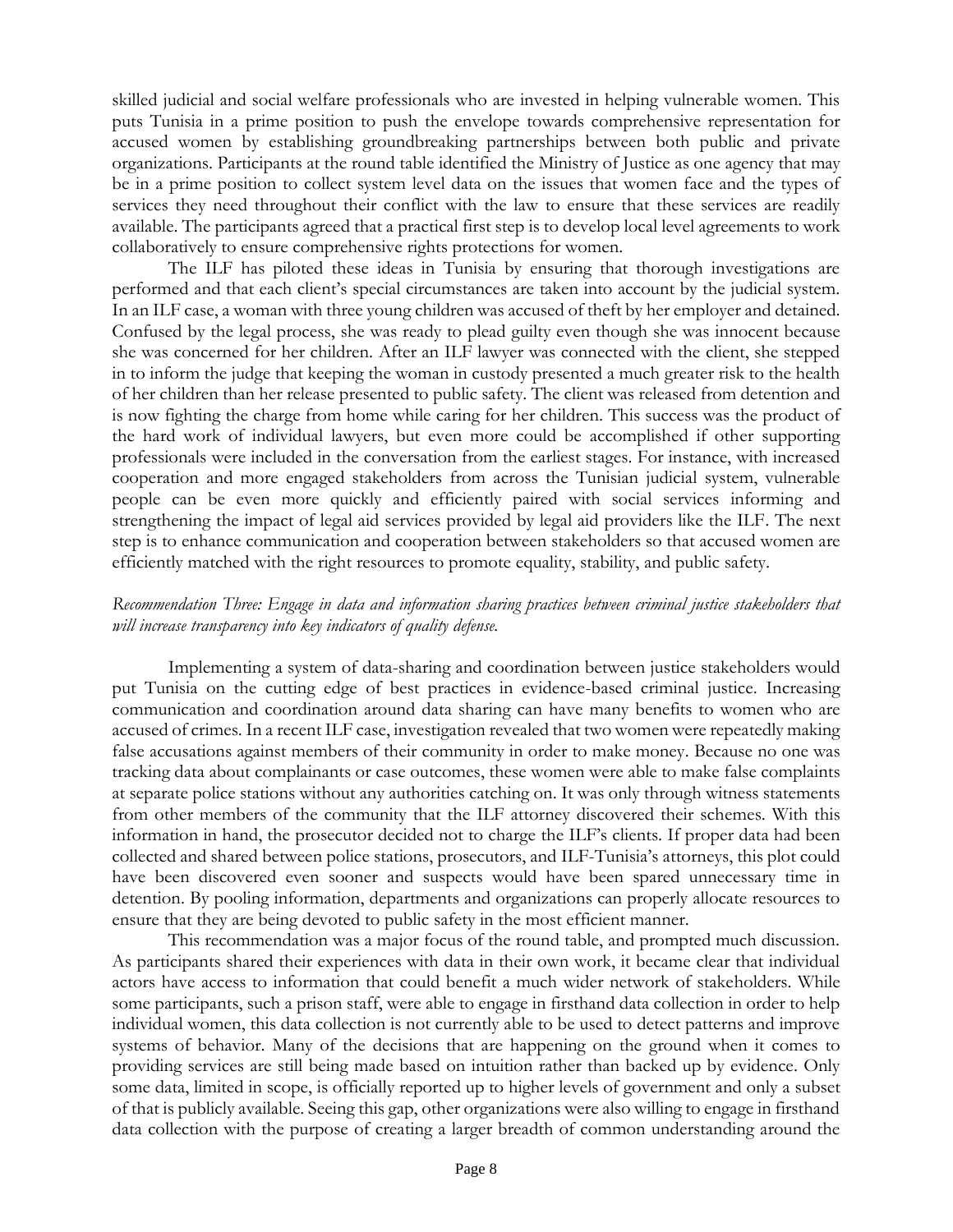skilled judicial and social welfare professionals who are invested in helping vulnerable women. This puts Tunisia in a prime position to push the envelope towards comprehensive representation for accused women by establishing groundbreaking partnerships between both public and private organizations. Participants at the round table identified the Ministry of Justice as one agency that may be in a prime position to collect system level data on the issues that women face and the types of services they need throughout their conflict with the law to ensure that these services are readily available. The participants agreed that a practical first step is to develop local level agreements to work collaboratively to ensure comprehensive rights protections for women.

The ILF has piloted these ideas in Tunisia by ensuring that thorough investigations are performed and that each client's special circumstances are taken into account by the judicial system. In an ILF case, a woman with three young children was accused of theft by her employer and detained. Confused by the legal process, she was ready to plead guilty even though she was innocent because she was concerned for her children. After an ILF lawyer was connected with the client, she stepped in to inform the judge that keeping the woman in custody presented a much greater risk to the health of her children than her release presented to public safety. The client was released from detention and is now fighting the charge from home while caring for her children. This success was the product of the hard work of individual lawyers, but even more could be accomplished if other supporting professionals were included in the conversation from the earliest stages. For instance, with increased cooperation and more engaged stakeholders from across the Tunisian judicial system, vulnerable people can be even more quickly and efficiently paired with social services informing and strengthening the impact of legal aid services provided by legal aid providers like the ILF. The next step is to enhance communication and cooperation between stakeholders so that accused women are efficiently matched with the right resources to promote equality, stability, and public safety.

*Recommendation Three: Engage in data and information sharing practices between criminal justice stakeholders that will increase transparency into key indicators of quality defense.*

Implementing a system of data-sharing and coordination between justice stakeholders would put Tunisia on the cutting edge of best practices in evidence-based criminal justice. Increasing communication and coordination around data sharing can have many benefits to women who are accused of crimes. In a recent ILF case, investigation revealed that two women were repeatedly making false accusations against members of their community in order to make money. Because no one was tracking data about complainants or case outcomes, these women were able to make false complaints at separate police stations without any authorities catching on. It was only through witness statements from other members of the community that the ILF attorney discovered their schemes. With this information in hand, the prosecutor decided not to charge the ILF's clients. If proper data had been collected and shared between police stations, prosecutors, and ILF-Tunisia's attorneys, this plot could have been discovered even sooner and suspects would have been spared unnecessary time in detention. By pooling information, departments and organizations can properly allocate resources to ensure that they are being devoted to public safety in the most efficient manner.

This recommendation was a major focus of the round table, and prompted much discussion. As participants shared their experiences with data in their own work, it became clear that individual actors have access to information that could benefit a much wider network of stakeholders. While some participants, such a prison staff, were able to engage in firsthand data collection in order to help individual women, this data collection is not currently able to be used to detect patterns and improve systems of behavior. Many of the decisions that are happening on the ground when it comes to providing services are still being made based on intuition rather than backed up by evidence. Only some data, limited in scope, is officially reported up to higher levels of government and only a subset of that is publicly available. Seeing this gap, other organizations were also willing to engage in firsthand data collection with the purpose of creating a larger breadth of common understanding around the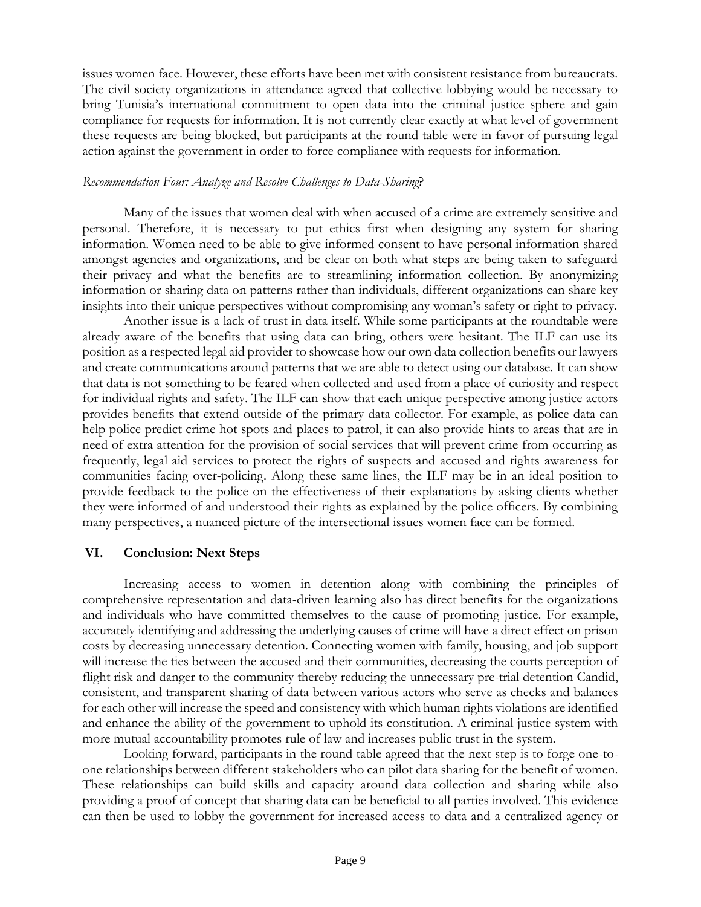issues women face. However, these efforts have been met with consistent resistance from bureaucrats. The civil society organizations in attendance agreed that collective lobbying would be necessary to bring Tunisia's international commitment to open data into the criminal justice sphere and gain compliance for requests for information. It is not currently clear exactly at what level of government these requests are being blocked, but participants at the round table were in favor of pursuing legal action against the government in order to force compliance with requests for information.

*Recommendation Four: Analyze and Resolve Challenges to Data-Sharing*?

Many of the issues that women deal with when accused of a crime are extremely sensitive and personal. Therefore, it is necessary to put ethics first when designing any system for sharing information. Women need to be able to give informed consent to have personal information shared amongst agencies and organizations, and be clear on both what steps are being taken to safeguard their privacy and what the benefits are to streamlining information collection. By anonymizing information or sharing data on patterns rather than individuals, different organizations can share key insights into their unique perspectives without compromising any woman's safety or right to privacy.

Another issue is a lack of trust in data itself. While some participants at the roundtable were already aware of the benefits that using data can bring, others were hesitant. The ILF can use its position as a respected legal aid provider to showcase how our own data collection benefits our lawyers and create communications around patterns that we are able to detect using our database. It can show that data is not something to be feared when collected and used from a place of curiosity and respect for individual rights and safety. The ILF can show that each unique perspective among justice actors provides benefits that extend outside of the primary data collector. For example, as police data can help police predict crime hot spots and places to patrol, it can also provide hints to areas that are in need of extra attention for the provision of social services that will prevent crime from occurring as frequently, legal aid services to protect the rights of suspects and accused and rights awareness for communities facing over-policing. Along these same lines, the ILF may be in an ideal position to provide feedback to the police on the effectiveness of their explanations by asking clients whether they were informed of and understood their rights as explained by the police officers. By combining many perspectives, a nuanced picture of the intersectional issues women face can be formed.

## VI. Conclusion: Next Steps

Increasing access to women in detention along with combining the principles of comprehensive representation and data-driven learning also has direct benefits for the organizations and individuals who have committed themselves to the cause of promoting justice. For example, accurately identifying and addressing the underlying causes of crime will have a direct effect on prison costs by decreasing unnecessary detention. Connecting women with family, housing, and job support will increase the ties between the accused and their communities, decreasing the courts perception of flight risk and danger to the community thereby reducing the unnecessary pre-trial detention Candid, consistent, and transparent sharing of data between various actors who serve as checks and balances for each other will increase the speed and consistency with which human rights violations are identified and enhance the ability of the government to uphold its constitution. A criminal justice system with more mutual accountability promotes rule of law and increases public trust in the system.

Looking forward, participants in the round table agreed that the next step is to forge one-to-one relationships between different stakeholders who can pilot data sharing for the benefit of women. These relationships can build skills and capacity around data collection and sharing while also providing a proof of concept that sharing data can be beneficial to all parties involved. This evidence can then be used to lobby the government for increased access to data and a centralized agency or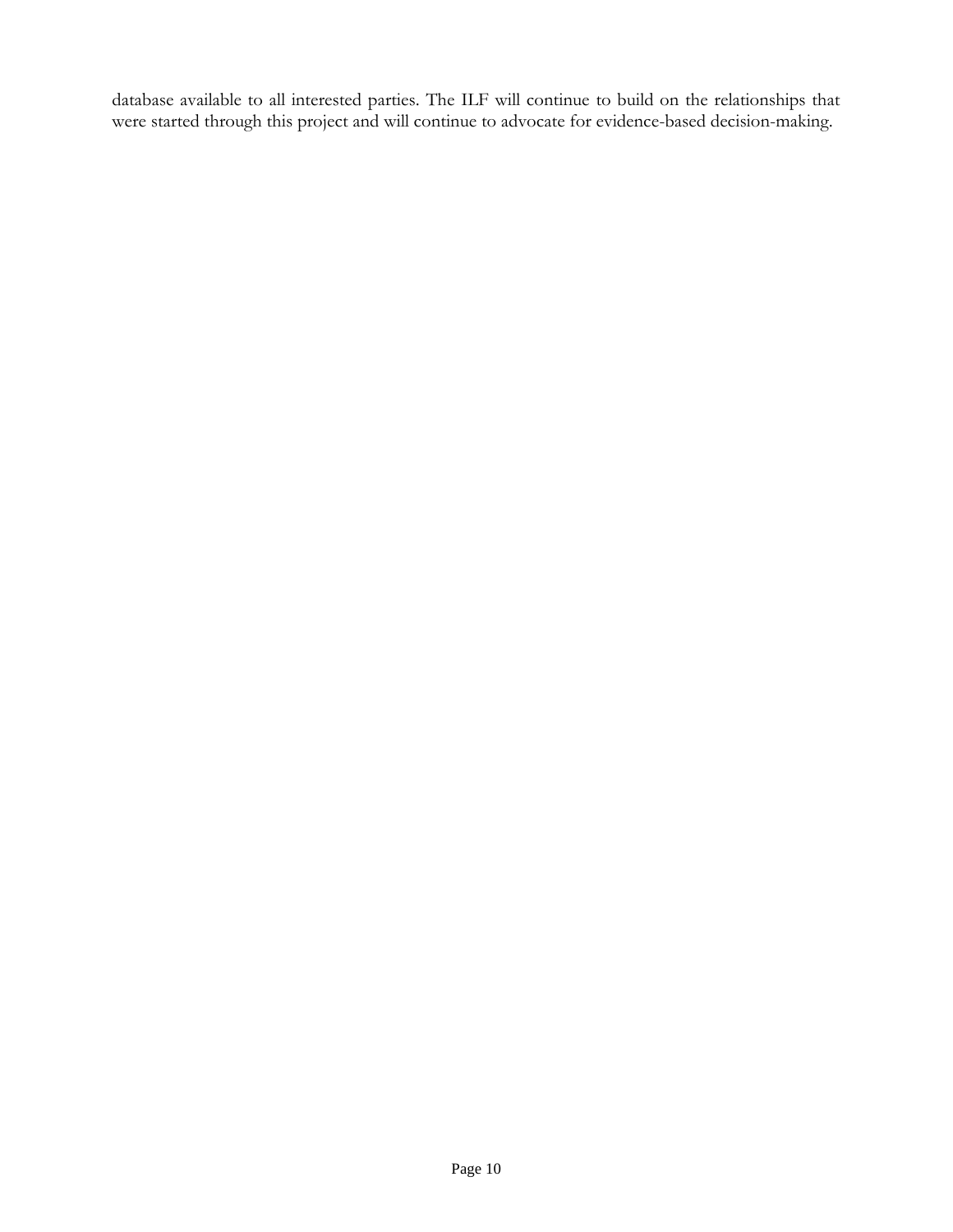database available to all interested parties. The ILF will continue to build on the relationships that were started through this project and will continue to advocate for evidence-based decision-making.